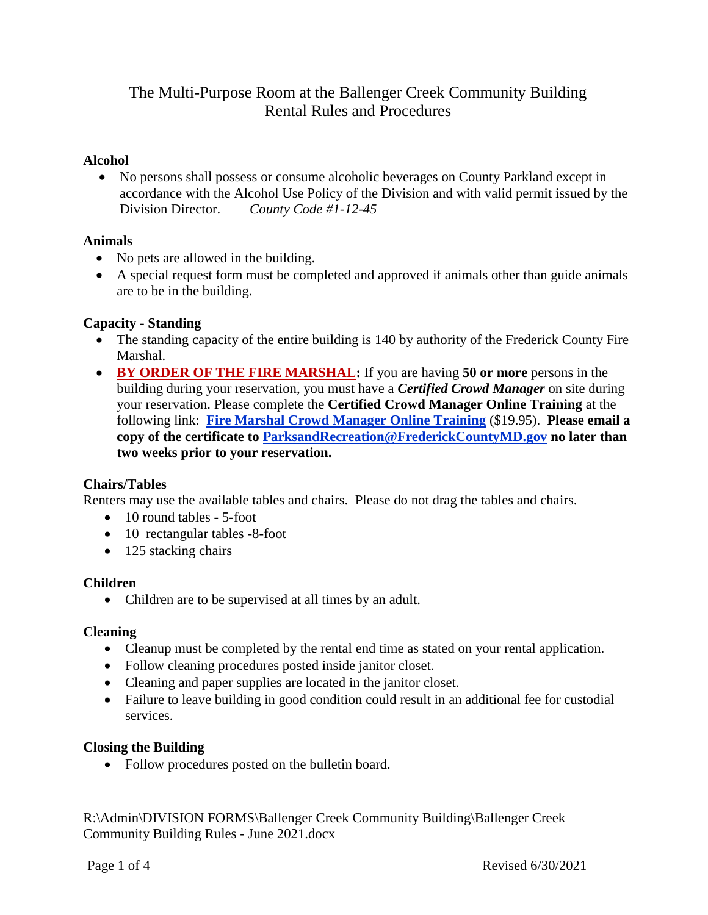# The Multi-Purpose Room at the Ballenger Creek Community Building
# Rental Rules and Procedures

**Alcohol**

- No persons shall possess or consume alcoholic beverages on County Parkland except in accordance with the Alcohol Use Policy of the Division and with valid permit issued by the Division Director. *County Code #1-12-45*

**Animals**

- No pets are allowed in the building.
- A special request form must be completed and approved if animals other than guide animals are to be in the building.

**Capacity - Standing**

- The standing capacity of the entire building is 140 by authority of the Frederick County Fire Marshal.
- **BY ORDER OF THE FIRE MARSHAL:** If you are having **50 or more** persons in the building during your reservation, you must have a ***Certified Crowd Manager*** on site during your reservation. Please complete the **Certified Crowd Manager Online Training** at the following link: **Fire Marshal Crowd Manager Online Training** ($19.95). **Please email a copy of the certificate to ParksandRecreation@FrederickCountyMD.gov no later than two weeks prior to your reservation.**

**Chairs/Tables**

Renters may use the available tables and chairs. Please do not drag the tables and chairs.

- 10 round tables - 5-foot
- 10 rectangular tables -8-foot
- 125 stacking chairs

**Children**

- Children are to be supervised at all times by an adult.

**Cleaning**

- Cleanup must be completed by the rental end time as stated on your rental application.
- Follow cleaning procedures posted inside janitor closet.
- Cleaning and paper supplies are located in the janitor closet.
- Failure to leave building in good condition could result in an additional fee for custodial services.

**Closing the Building**

- Follow procedures posted on the bulletin board.

R:\Admin\DIVISION FORMS\Ballenger Creek Community Building\Ballenger Creek Community Building Rules - June 2021.docx

Revised 6/30/2021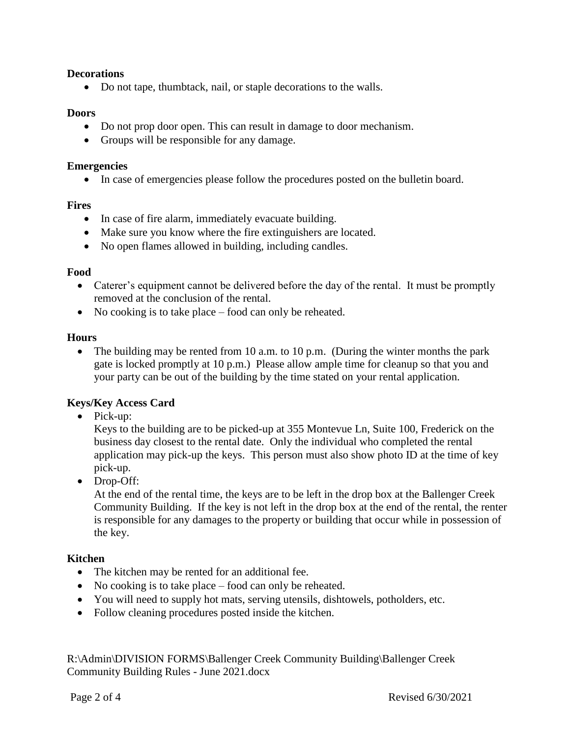**Decorations**

- Do not tape, thumbtack, nail, or staple decorations to the walls.

**Doors**

- Do not prop door open. This can result in damage to door mechanism.
- Groups will be responsible for any damage.

**Emergencies**

- In case of emergencies please follow the procedures posted on the bulletin board.

**Fires**

- In case of fire alarm, immediately evacuate building.
- Make sure you know where the fire extinguishers are located.
- No open flames allowed in building, including candles.

**Food**

- Caterer's equipment cannot be delivered before the day of the rental. It must be promptly removed at the conclusion of the rental.
- No cooking is to take place – food can only be reheated.

**Hours**

- The building may be rented from 10 a.m. to 10 p.m. (During the winter months the park gate is locked promptly at 10 p.m.) Please allow ample time for cleanup so that you and your party can be out of the building by the time stated on your rental application.

**Keys/Key Access Card**

- Pick-up:
  Keys to the building are to be picked-up at 355 Montevue Ln, Suite 100, Frederick on the business day closest to the rental date. Only the individual who completed the rental application may pick-up the keys. This person must also show photo ID at the time of key pick-up.
- Drop-Off:
  At the end of the rental time, the keys are to be left in the drop box at the Ballenger Creek Community Building. If the key is not left in the drop box at the end of the rental, the renter is responsible for any damages to the property or building that occur while in possession of the key.

**Kitchen**

- The kitchen may be rented for an additional fee.
- No cooking is to take place – food can only be reheated.
- You will need to supply hot mats, serving utensils, dishtowels, potholders, etc.
- Follow cleaning procedures posted inside the kitchen.

R:\Admin\DIVISION FORMS\Ballenger Creek Community Building\Ballenger Creek Community Building Rules - June 2021.docx

Revised 6/30/2021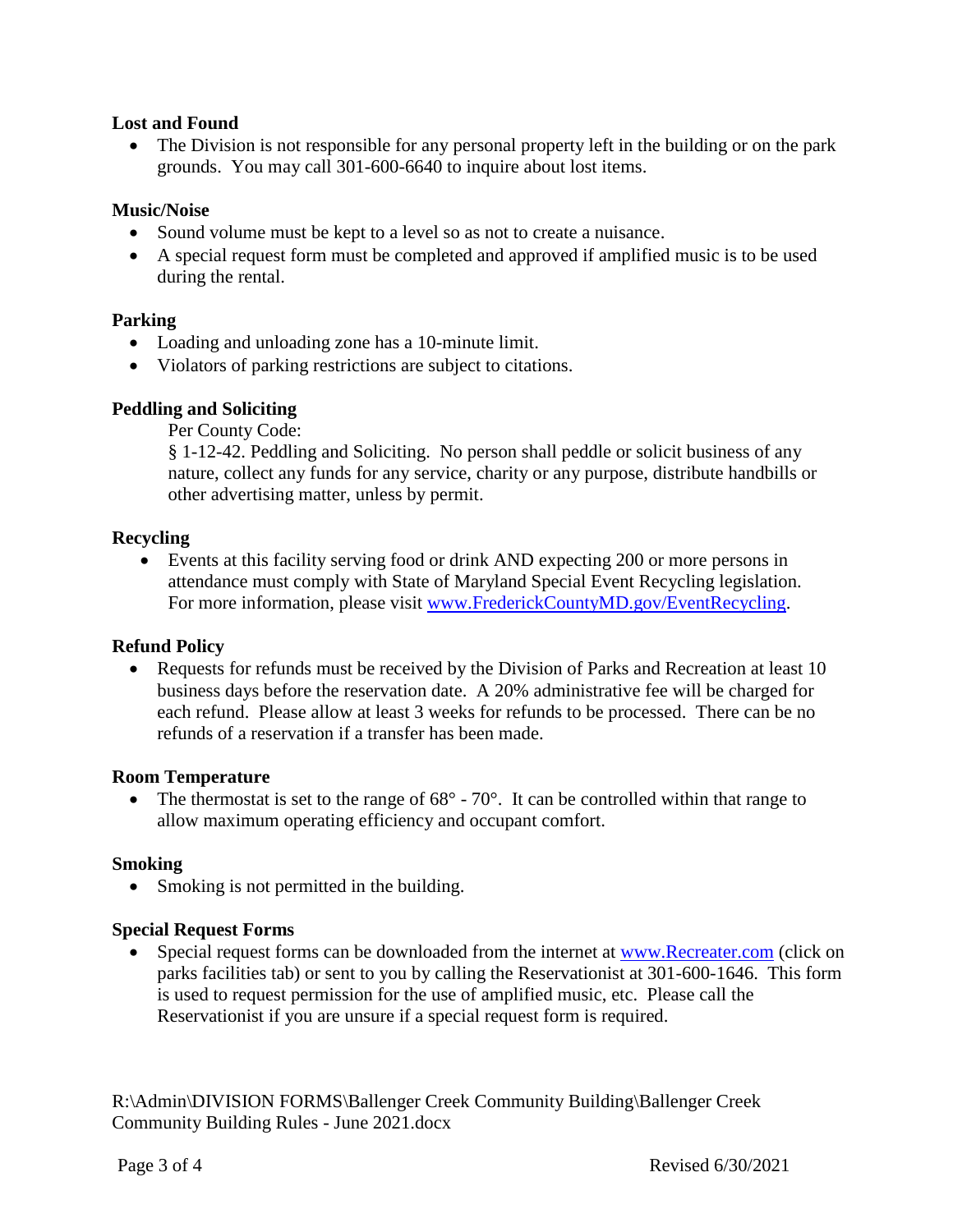**Lost and Found**

- The Division is not responsible for any personal property left in the building or on the park grounds. You may call 301-600-6640 to inquire about lost items.

**Music/Noise**

- Sound volume must be kept to a level so as not to create a nuisance.
- A special request form must be completed and approved if amplified music is to be used during the rental.

**Parking**

- Loading and unloading zone has a 10-minute limit.
- Violators of parking restrictions are subject to citations.

**Peddling and Soliciting**

Per County Code:

§ 1-12-42. Peddling and Soliciting. No person shall peddle or solicit business of any nature, collect any funds for any service, charity or any purpose, distribute handbills or other advertising matter, unless by permit.

**Recycling**

- Events at this facility serving food or drink AND expecting 200 or more persons in attendance must comply with State of Maryland Special Event Recycling legislation. For more information, please visit www.FrederickCountyMD.gov/EventRecycling.

**Refund Policy**

- Requests for refunds must be received by the Division of Parks and Recreation at least 10 business days before the reservation date. A 20% administrative fee will be charged for each refund. Please allow at least 3 weeks for refunds to be processed. There can be no refunds of a reservation if a transfer has been made.

**Room Temperature**

- The thermostat is set to the range of 68° - 70°. It can be controlled within that range to allow maximum operating efficiency and occupant comfort.

**Smoking**

- Smoking is not permitted in the building.

**Special Request Forms**

- Special request forms can be downloaded from the internet at www.Recreater.com (click on parks facilities tab) or sent to you by calling the Reservationist at 301-600-1646. This form is used to request permission for the use of amplified music, etc. Please call the Reservationist if you are unsure if a special request form is required.

R:\Admin\DIVISION FORMS\Ballenger Creek Community Building\Ballenger Creek Community Building Rules - June 2021.docx

Revised 6/30/2021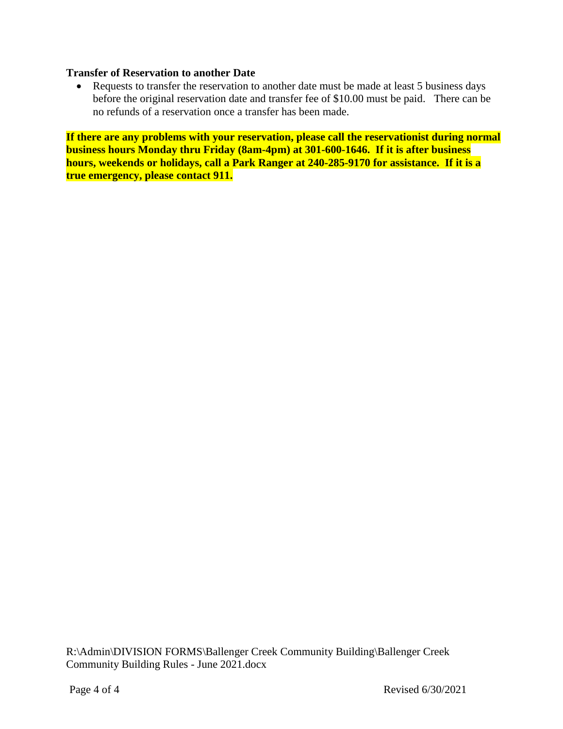**Transfer of Reservation to another Date**

- Requests to transfer the reservation to another date must be made at least 5 business days before the original reservation date and transfer fee of $10.00 must be paid. There can be no refunds of a reservation once a transfer has been made.

**If there are any problems with your reservation, please call the reservationist during normal business hours Monday thru Friday (8am-4pm) at 301-600-1646. If it is after business hours, weekends or holidays, call a Park Ranger at 240-285-9170 for assistance. If it is a true emergency, please contact 911.**

R:\Admin\DIVISION FORMS\Ballenger Creek Community Building\Ballenger Creek Community Building Rules - June 2021.docx

Revised 6/30/2021